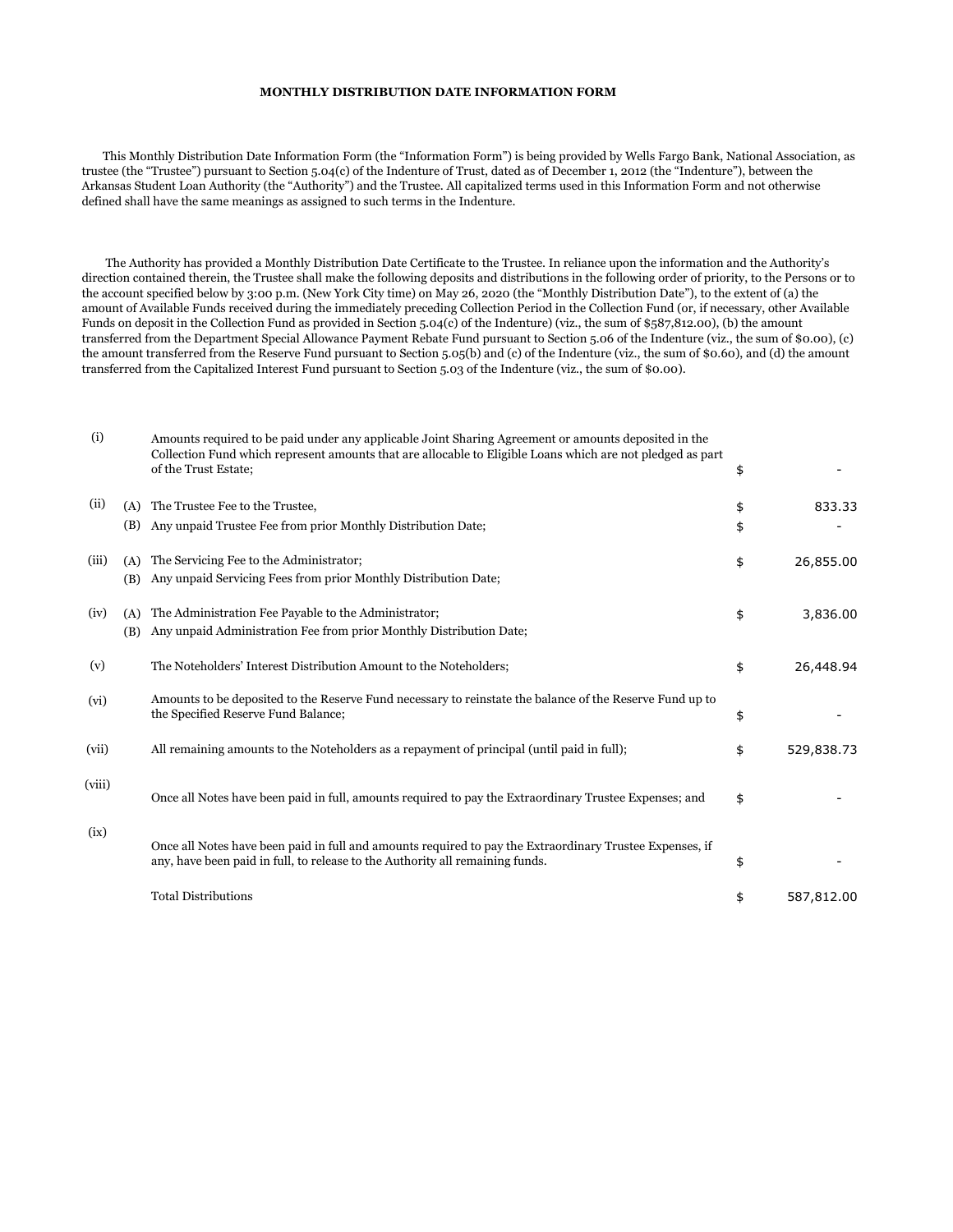**MONTHLY DISTRIBUTION DATE INFORMATION FORM**

This Monthly Distribution Date Information Form (the "Information Form") is being provided by Wells Fargo Bank, National Association, as trustee (the "Trustee") pursuant to Section 5.04(c) of the Indenture of Trust, dated as of December 1, 2012 (the "Indenture"), between the Arkansas Student Loan Authority (the "Authority") and the Trustee. All capitalized terms used in this Information Form and not otherwise defined shall have the same meanings as assigned to such terms in the Indenture.

The Authority has provided a Monthly Distribution Date Certificate to the Trustee. In reliance upon the information and the Authority's direction contained therein, the Trustee shall make the following deposits and distributions in the following order of priority, to the Persons or to the account specified below by 3:00 p.m. (New York City time) on May 26, 2020 (the "Monthly Distribution Date"), to the extent of (a) the amount of Available Funds received during the immediately preceding Collection Period in the Collection Fund (or, if necessary, other Available Funds on deposit in the Collection Fund as provided in Section 5.04(c) of the Indenture) (viz., the sum of $587,812.00), (b) the amount transferred from the Department Special Allowance Payment Rebate Fund pursuant to Section 5.06 of the Indenture (viz., the sum of $0.00), (c) the amount transferred from the Reserve Fund pursuant to Section 5.05(b) and (c) of the Indenture (viz., the sum of $0.60), and (d) the amount transferred from the Capitalized Interest Fund pursuant to Section 5.03 of the Indenture (viz., the sum of $0.00).

| | | | | |
|---|---|---|---|---|
| (i) | | Amounts required to be paid under any applicable Joint Sharing Agreement or amounts deposited in the Collection Fund which represent amounts that are allocable to Eligible Loans which are not pledged as part of the Trust Estate; | $ | - |
| (ii) | (A) | The Trustee Fee to the Trustee, | $ | 833.33 |
| | (B) | Any unpaid Trustee Fee from prior Monthly Distribution Date; | $ | - |
| (iii) | (A) | The Servicing Fee to the Administrator; | $ | 26,855.00 |
| | (B) | Any unpaid Servicing Fees from prior Monthly Distribution Date; | | |
| (iv) | (A) | The Administration Fee Payable to the Administrator; | $ | 3,836.00 |
| | (B) | Any unpaid Administration Fee from prior Monthly Distribution Date; | | |
| (v) | | The Noteholders' Interest Distribution Amount to the Noteholders; | $ | 26,448.94 |
| (vi) | | Amounts to be deposited to the Reserve Fund necessary to reinstate the balance of the Reserve Fund up to the Specified Reserve Fund Balance; | $ | - |
| (vii) | | All remaining amounts to the Noteholders as a repayment of principal (until paid in full); | $ | 529,838.73 |
| (viii) | | Once all Notes have been paid in full, amounts required to pay the Extraordinary Trustee Expenses; and | $ | - |
| (ix) | | Once all Notes have been paid in full and amounts required to pay the Extraordinary Trustee Expenses, if any, have been paid in full, to release to the Authority all remaining funds. | $ | - |
| | | Total Distributions | $ | 587,812.00 |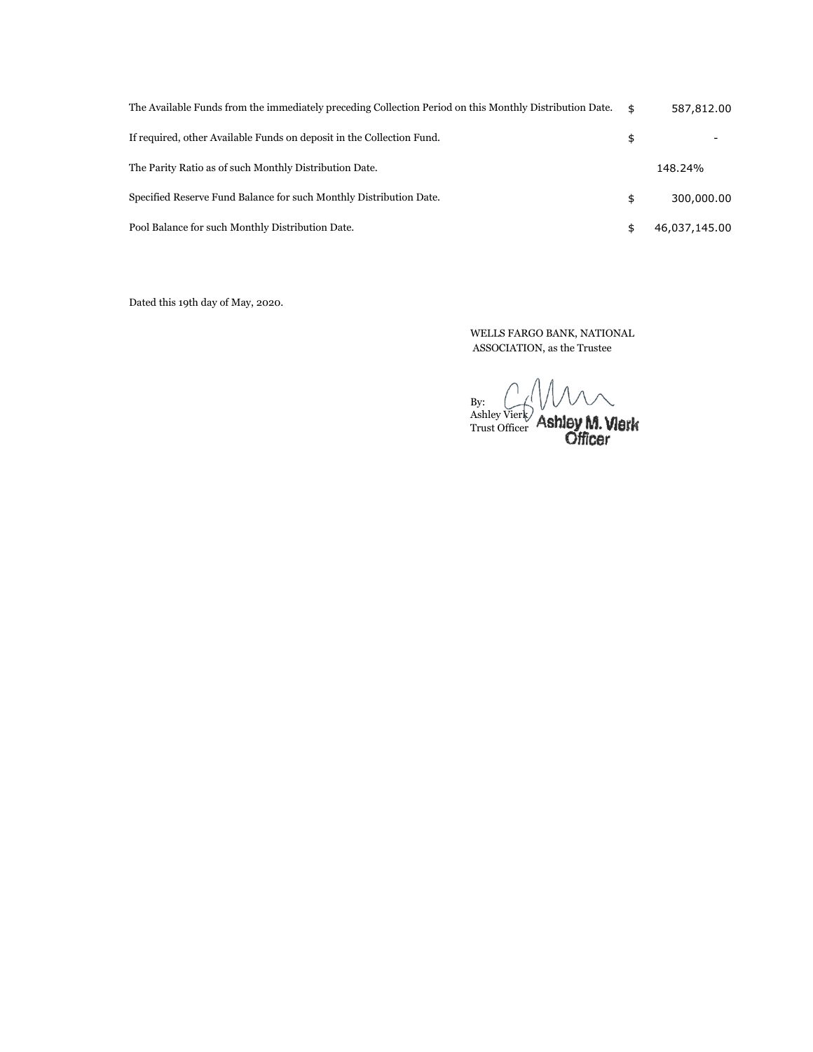| | | |
|---|---|---|
| The Available Funds from the immediately preceding Collection Period on this Monthly Distribution Date. | $ | 587,812.00 |
| If required, other Available Funds on deposit in the Collection Fund. | $ | - |
| The Parity Ratio as of such Monthly Distribution Date. | | 148.24% |
| Specified Reserve Fund Balance for such Monthly Distribution Date. | $ | 300,000.00 |
| Pool Balance for such Monthly Distribution Date. | $ | 46,037,145.00 |

Dated this 19th day of May, 2020.

WELLS FARGO BANK, NATIONAL ASSOCIATION, as the Trustee

By:
Ashley Vierk
Trust Officer

Ashley M. Vierk
Officer